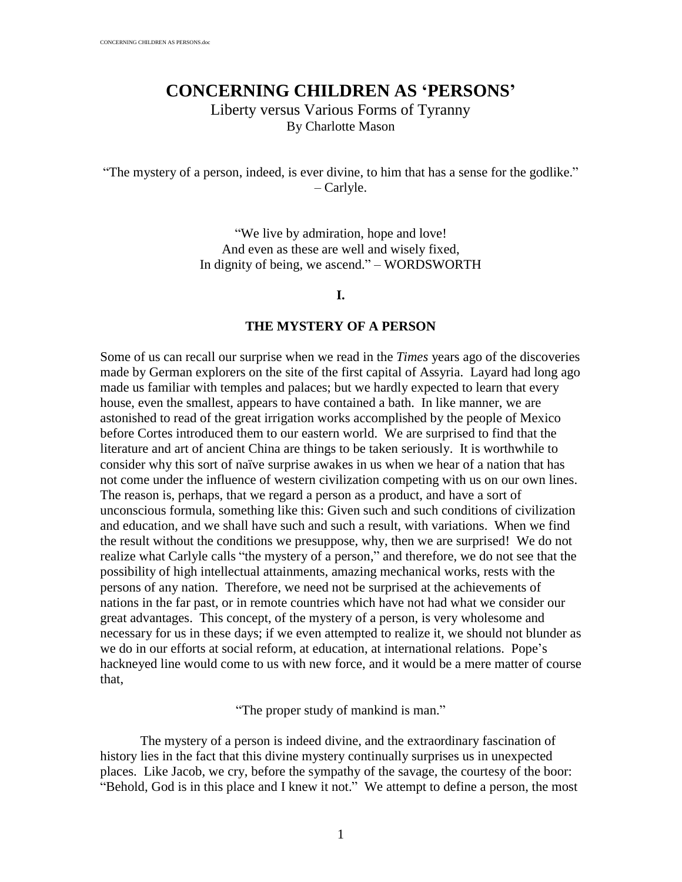# CONCERNING CHILDREN AS 'PERSONS'

Liberty versus Various Forms of Tyranny

By Charlotte Mason

"The mystery of a person, indeed, is ever divine, to him that has a sense for the godlike."
– Carlyle.

"We live by admiration, hope and love!
And even as these are well and wisely fixed,
In dignity of being, we ascend." – WORDSWORTH

## I.

### THE MYSTERY OF A PERSON

Some of us can recall our surprise when we read in the *Times* years ago of the discoveries made by German explorers on the site of the first capital of Assyria. Layard had long ago made us familiar with temples and palaces; but we hardly expected to learn that every house, even the smallest, appears to have contained a bath. In like manner, we are astonished to read of the great irrigation works accomplished by the people of Mexico before Cortes introduced them to our eastern world. We are surprised to find that the literature and art of ancient China are things to be taken seriously. It is worthwhile to consider why this sort of naïve surprise awakes in us when we hear of a nation that has not come under the influence of western civilization competing with us on our own lines. The reason is, perhaps, that we regard a person as a product, and have a sort of unconscious formula, something like this: Given such and such conditions of civilization and education, and we shall have such and such a result, with variations. When we find the result without the conditions we presuppose, why, then we are surprised! We do not realize what Carlyle calls "the mystery of a person," and therefore, we do not see that the possibility of high intellectual attainments, amazing mechanical works, rests with the persons of any nation. Therefore, we need not be surprised at the achievements of nations in the far past, or in remote countries which have not had what we consider our great advantages. This concept, of the mystery of a person, is very wholesome and necessary for us in these days; if we even attempted to realize it, we should not blunder as we do in our efforts at social reform, at education, at international relations. Pope's hackneyed line would come to us with new force, and it would be a mere matter of course that,

"The proper study of mankind is man."

The mystery of a person is indeed divine, and the extraordinary fascination of history lies in the fact that this divine mystery continually surprises us in unexpected places. Like Jacob, we cry, before the sympathy of the savage, the courtesy of the boor: "Behold, God is in this place and I knew it not." We attempt to define a person, the most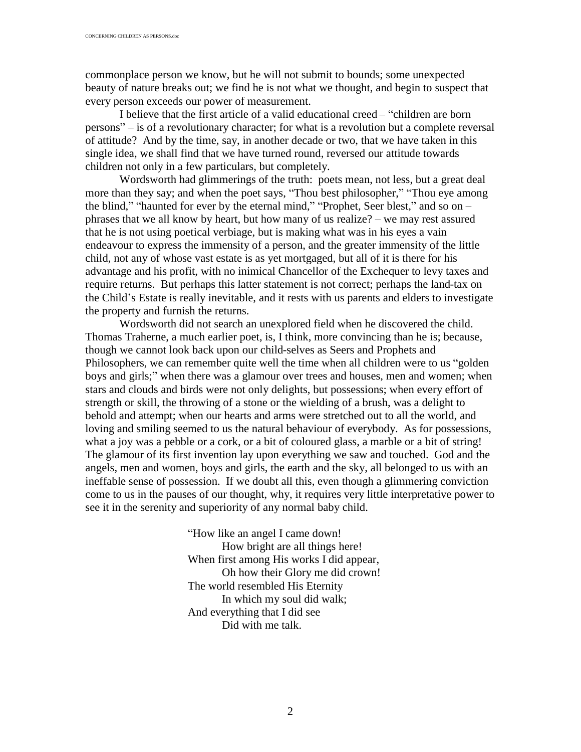commonplace person we know, but he will not submit to bounds; some unexpected beauty of nature breaks out; we find he is not what we thought, and begin to suspect that every person exceeds our power of measurement.

I believe that the first article of a valid educational creed – "children are born persons" – is of a revolutionary character; for what is a revolution but a complete reversal of attitude? And by the time, say, in another decade or two, that we have taken in this single idea, we shall find that we have turned round, reversed our attitude towards children not only in a few particulars, but completely.

Wordsworth had glimmerings of the truth: poets mean, not less, but a great deal more than they say; and when the poet says, "Thou best philosopher," "Thou eye among the blind," "haunted for ever by the eternal mind," "Prophet, Seer blest," and so on – phrases that we all know by heart, but how many of us realize? – we may rest assured that he is not using poetical verbiage, but is making what was in his eyes a vain endeavour to express the immensity of a person, and the greater immensity of the little child, not any of whose vast estate is as yet mortgaged, but all of it is there for his advantage and his profit, with no inimical Chancellor of the Exchequer to levy taxes and require returns. But perhaps this latter statement is not correct; perhaps the land-tax on the Child's Estate is really inevitable, and it rests with us parents and elders to investigate the property and furnish the returns.

Wordsworth did not search an unexplored field when he discovered the child. Thomas Traherne, a much earlier poet, is, I think, more convincing than he is; because, though we cannot look back upon our child-selves as Seers and Prophets and Philosophers, we can remember quite well the time when all children were to us "golden boys and girls;" when there was a glamour over trees and houses, men and women; when stars and clouds and birds were not only delights, but possessions; when every effort of strength or skill, the throwing of a stone or the wielding of a brush, was a delight to behold and attempt; when our hearts and arms were stretched out to all the world, and loving and smiling seemed to us the natural behaviour of everybody. As for possessions, what a joy was a pebble or a cork, or a bit of coloured glass, a marble or a bit of string! The glamour of its first invention lay upon everything we saw and touched. God and the angels, men and women, boys and girls, the earth and the sky, all belonged to us with an ineffable sense of possession. If we doubt all this, even though a glimmering conviction come to us in the pauses of our thought, why, it requires very little interpretative power to see it in the serenity and superiority of any normal baby child.

> "How like an angel I came down!
> How bright are all things here!
> When first among His works I did appear,
> Oh how their Glory me did crown!
> The world resembled His Eternity
> In which my soul did walk;
> And everything that I did see
> Did with me talk.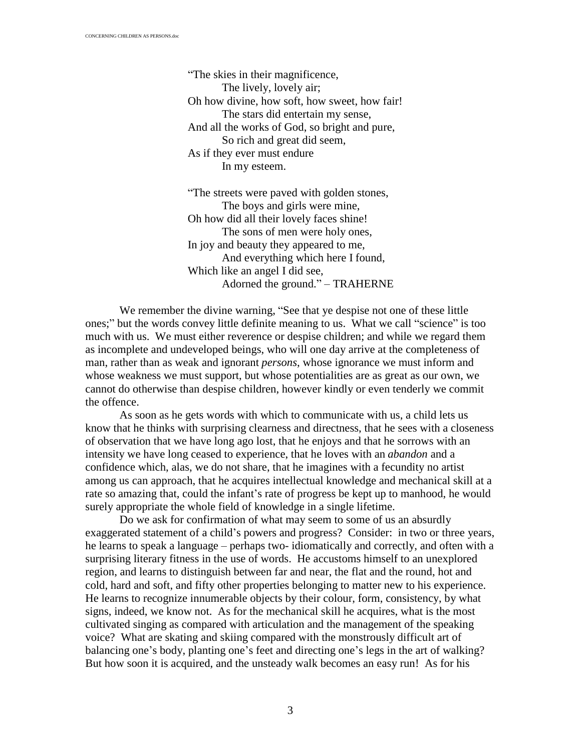> "The skies in their magnificence,
> 　　The lively, lovely air;
> Oh how divine, how soft, how sweet, how fair!
> 　　The stars did entertain my sense,
> And all the works of God, so bright and pure,
> 　　So rich and great did seem,
> As if they ever must endure
> 　　In my esteem.
>
> "The streets were paved with golden stones,
> 　　The boys and girls were mine,
> Oh how did all their lovely faces shine!
> 　　The sons of men were holy ones,
> In joy and beauty they appeared to me,
> 　　And everything which here I found,
> Which like an angel I did see,
> 　　Adorned the ground." – TRAHERNE

We remember the divine warning, "See that ye despise not one of these little ones;" but the words convey little definite meaning to us. What we call "science" is too much with us. We must either reverence or despise children; and while we regard them as incomplete and undeveloped beings, who will one day arrive at the completeness of man, rather than as weak and ignorant *persons*, whose ignorance we must inform and whose weakness we must support, but whose potentialities are as great as our own, we cannot do otherwise than despise children, however kindly or even tenderly we commit the offence.

As soon as he gets words with which to communicate with us, a child lets us know that he thinks with surprising clearness and directness, that he sees with a closeness of observation that we have long ago lost, that he enjoys and that he sorrows with an intensity we have long ceased to experience, that he loves with an *abandon* and a confidence which, alas, we do not share, that he imagines with a fecundity no artist among us can approach, that he acquires intellectual knowledge and mechanical skill at a rate so amazing that, could the infant's rate of progress be kept up to manhood, he would surely appropriate the whole field of knowledge in a single lifetime.

Do we ask for confirmation of what may seem to some of us an absurdly exaggerated statement of a child's powers and progress? Consider: in two or three years, he learns to speak a language – perhaps two- idiomatically and correctly, and often with a surprising literary fitness in the use of words. He accustoms himself to an unexplored region, and learns to distinguish between far and near, the flat and the round, hot and cold, hard and soft, and fifty other properties belonging to matter new to his experience. He learns to recognize innumerable objects by their colour, form, consistency, by what signs, indeed, we know not. As for the mechanical skill he acquires, what is the most cultivated singing as compared with articulation and the management of the speaking voice? What are skating and skiing compared with the monstrously difficult art of balancing one's body, planting one's feet and directing one's legs in the art of walking? But how soon it is acquired, and the unsteady walk becomes an easy run! As for his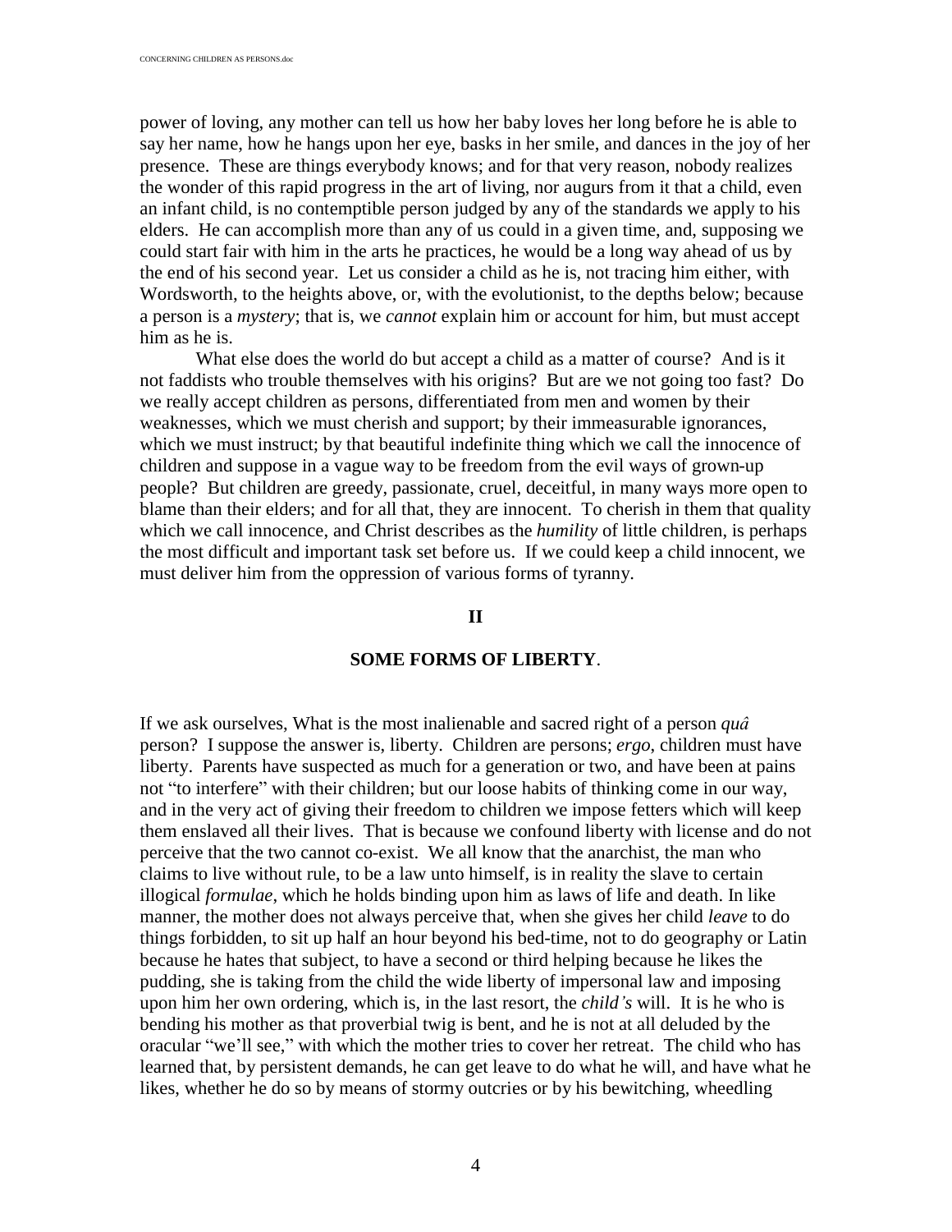power of loving, any mother can tell us how her baby loves her long before he is able to say her name, how he hangs upon her eye, basks in her smile, and dances in the joy of her presence. These are things everybody knows; and for that very reason, nobody realizes the wonder of this rapid progress in the art of living, nor augurs from it that a child, even an infant child, is no contemptible person judged by any of the standards we apply to his elders. He can accomplish more than any of us could in a given time, and, supposing we could start fair with him in the arts he practices, he would be a long way ahead of us by the end of his second year. Let us consider a child as he is, not tracing him either, with Wordsworth, to the heights above, or, with the evolutionist, to the depths below; because a person is a *mystery*; that is, we *cannot* explain him or account for him, but must accept him as he is.

What else does the world do but accept a child as a matter of course? And is it not faddists who trouble themselves with his origins? But are we not going too fast? Do we really accept children as persons, differentiated from men and women by their weaknesses, which we must cherish and support; by their immeasurable ignorances, which we must instruct; by that beautiful indefinite thing which we call the innocence of children and suppose in a vague way to be freedom from the evil ways of grown-up people? But children are greedy, passionate, cruel, deceitful, in many ways more open to blame than their elders; and for all that, they are innocent. To cherish in them that quality which we call innocence, and Christ describes as the *humility* of little children, is perhaps the most difficult and important task set before us. If we could keep a child innocent, we must deliver him from the oppression of various forms of tyranny.

## II

## SOME FORMS OF LIBERTY.

If we ask ourselves, What is the most inalienable and sacred right of a person *quâ* person? I suppose the answer is, liberty. Children are persons; *ergo*, children must have liberty. Parents have suspected as much for a generation or two, and have been at pains not "to interfere" with their children; but our loose habits of thinking come in our way, and in the very act of giving their freedom to children we impose fetters which will keep them enslaved all their lives. That is because we confound liberty with license and do not perceive that the two cannot co-exist. We all know that the anarchist, the man who claims to live without rule, to be a law unto himself, is in reality the slave to certain illogical *formulae*, which he holds binding upon him as laws of life and death. In like manner, the mother does not always perceive that, when she gives her child *leave* to do things forbidden, to sit up half an hour beyond his bed-time, not to do geography or Latin because he hates that subject, to have a second or third helping because he likes the pudding, she is taking from the child the wide liberty of impersonal law and imposing upon him her own ordering, which is, in the last resort, the *child's* will. It is he who is bending his mother as that proverbial twig is bent, and he is not at all deluded by the oracular "we'll see," with which the mother tries to cover her retreat. The child who has learned that, by persistent demands, he can get leave to do what he will, and have what he likes, whether he do so by means of stormy outcries or by his bewitching, wheedling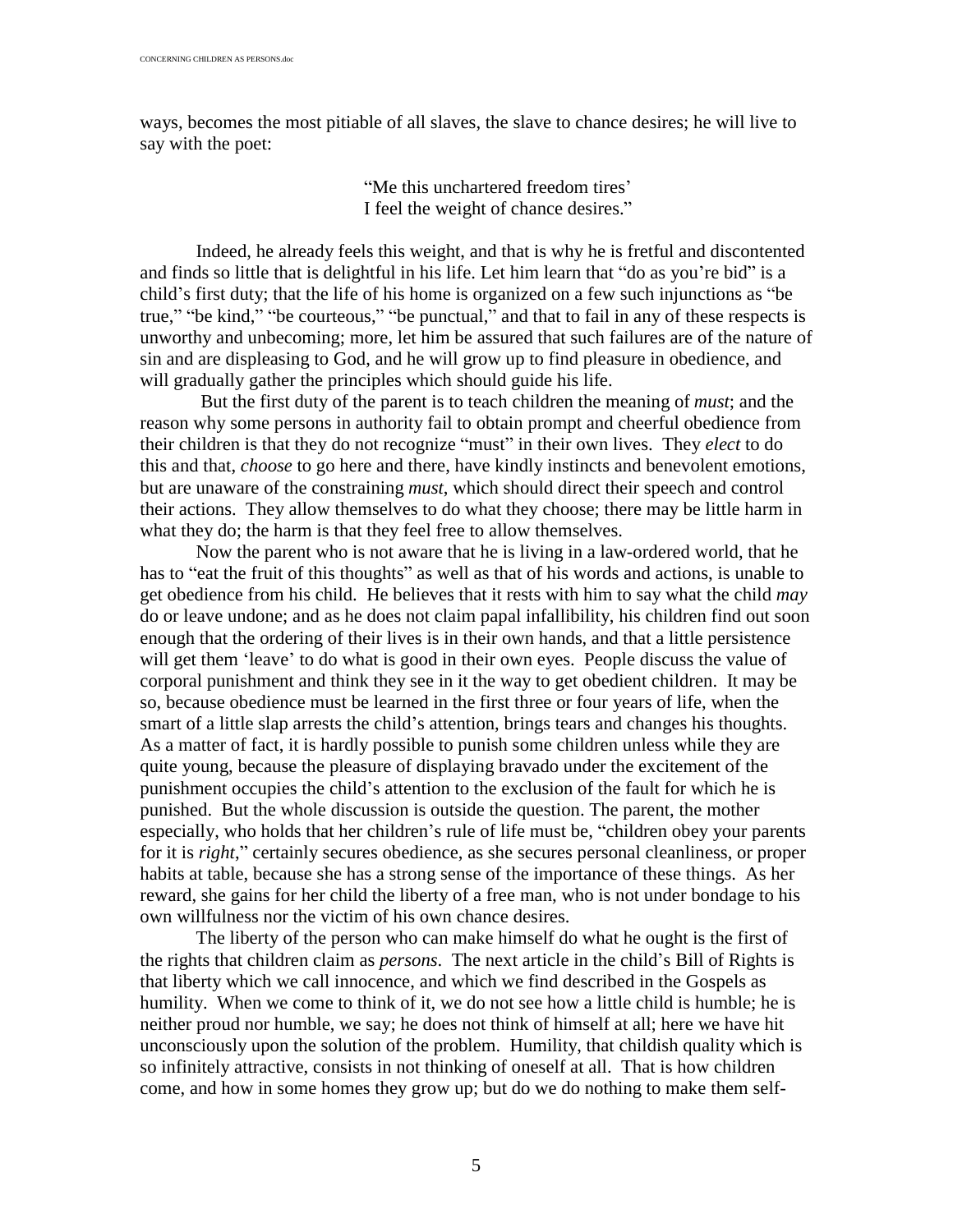ways, becomes the most pitiable of all slaves, the slave to chance desires; he will live to say with the poet:

> "Me this unchartered freedom tires'
> I feel the weight of chance desires."

Indeed, he already feels this weight, and that is why he is fretful and discontented and finds so little that is delightful in his life. Let him learn that "do as you're bid" is a child's first duty; that the life of his home is organized on a few such injunctions as "be true," "be kind," "be courteous," "be punctual," and that to fail in any of these respects is unworthy and unbecoming; more, let him be assured that such failures are of the nature of sin and are displeasing to God, and he will grow up to find pleasure in obedience, and will gradually gather the principles which should guide his life.

But the first duty of the parent is to teach children the meaning of *must*; and the reason why some persons in authority fail to obtain prompt and cheerful obedience from their children is that they do not recognize "must" in their own lives. They *elect* to do this and that, *choose* to go here and there, have kindly instincts and benevolent emotions, but are unaware of the constraining *must*, which should direct their speech and control their actions. They allow themselves to do what they choose; there may be little harm in what they do; the harm is that they feel free to allow themselves.

Now the parent who is not aware that he is living in a law-ordered world, that he has to "eat the fruit of this thoughts" as well as that of his words and actions, is unable to get obedience from his child. He believes that it rests with him to say what the child *may* do or leave undone; and as he does not claim papal infallibility, his children find out soon enough that the ordering of their lives is in their own hands, and that a little persistence will get them 'leave' to do what is good in their own eyes. People discuss the value of corporal punishment and think they see in it the way to get obedient children. It may be so, because obedience must be learned in the first three or four years of life, when the smart of a little slap arrests the child's attention, brings tears and changes his thoughts. As a matter of fact, it is hardly possible to punish some children unless while they are quite young, because the pleasure of displaying bravado under the excitement of the punishment occupies the child's attention to the exclusion of the fault for which he is punished. But the whole discussion is outside the question. The parent, the mother especially, who holds that her children's rule of life must be, "children obey your parents for it is *right*," certainly secures obedience, as she secures personal cleanliness, or proper habits at table, because she has a strong sense of the importance of these things. As her reward, she gains for her child the liberty of a free man, who is not under bondage to his own willfulness nor the victim of his own chance desires.

The liberty of the person who can make himself do what he ought is the first of the rights that children claim as *persons*. The next article in the child's Bill of Rights is that liberty which we call innocence, and which we find described in the Gospels as humility. When we come to think of it, we do not see how a little child is humble; he is neither proud nor humble, we say; he does not think of himself at all; here we have hit unconsciously upon the solution of the problem. Humility, that childish quality which is so infinitely attractive, consists in not thinking of oneself at all. That is how children come, and how in some homes they grow up; but do we do nothing to make them self-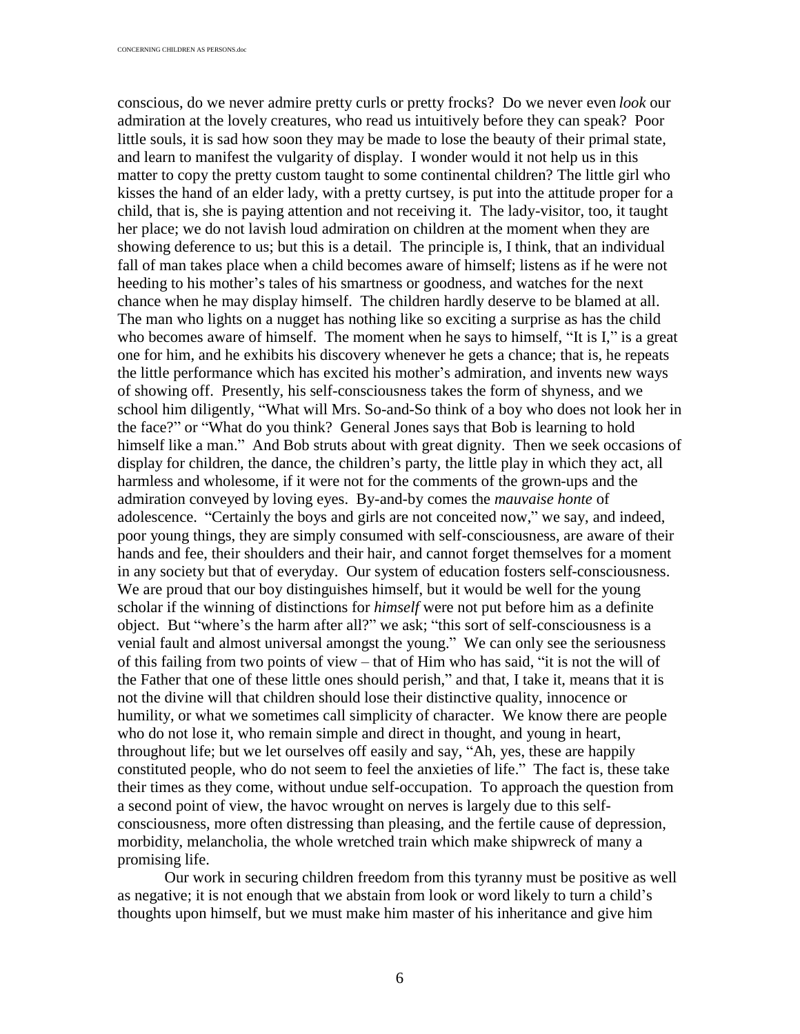conscious, do we never admire pretty curls or pretty frocks? Do we never even *look* our admiration at the lovely creatures, who read us intuitively before they can speak? Poor little souls, it is sad how soon they may be made to lose the beauty of their primal state, and learn to manifest the vulgarity of display. I wonder would it not help us in this matter to copy the pretty custom taught to some continental children? The little girl who kisses the hand of an elder lady, with a pretty curtsey, is put into the attitude proper for a child, that is, she is paying attention and not receiving it. The lady-visitor, too, it taught her place; we do not lavish loud admiration on children at the moment when they are showing deference to us; but this is a detail. The principle is, I think, that an individual fall of man takes place when a child becomes aware of himself; listens as if he were not heeding to his mother's tales of his smartness or goodness, and watches for the next chance when he may display himself. The children hardly deserve to be blamed at all. The man who lights on a nugget has nothing like so exciting a surprise as has the child who becomes aware of himself. The moment when he says to himself, "It is I," is a great one for him, and he exhibits his discovery whenever he gets a chance; that is, he repeats the little performance which has excited his mother's admiration, and invents new ways of showing off. Presently, his self-consciousness takes the form of shyness, and we school him diligently, "What will Mrs. So-and-So think of a boy who does not look her in the face?" or "What do you think? General Jones says that Bob is learning to hold himself like a man." And Bob struts about with great dignity. Then we seek occasions of display for children, the dance, the children's party, the little play in which they act, all harmless and wholesome, if it were not for the comments of the grown-ups and the admiration conveyed by loving eyes. By-and-by comes the *mauvaise honte* of adolescence. "Certainly the boys and girls are not conceited now," we say, and indeed, poor young things, they are simply consumed with self-consciousness, are aware of their hands and fee, their shoulders and their hair, and cannot forget themselves for a moment in any society but that of everyday. Our system of education fosters self-consciousness. We are proud that our boy distinguishes himself, but it would be well for the young scholar if the winning of distinctions for *himself* were not put before him as a definite object. But "where's the harm after all?" we ask; "this sort of self-consciousness is a venial fault and almost universal amongst the young." We can only see the seriousness of this failing from two points of view – that of Him who has said, "it is not the will of the Father that one of these little ones should perish," and that, I take it, means that it is not the divine will that children should lose their distinctive quality, innocence or humility, or what we sometimes call simplicity of character. We know there are people who do not lose it, who remain simple and direct in thought, and young in heart, throughout life; but we let ourselves off easily and say, "Ah, yes, these are happily constituted people, who do not seem to feel the anxieties of life." The fact is, these take their times as they come, without undue self-occupation. To approach the question from a second point of view, the havoc wrought on nerves is largely due to this self-consciousness, more often distressing than pleasing, and the fertile cause of depression, morbidity, melancholia, the whole wretched train which make shipwreck of many a promising life.

Our work in securing children freedom from this tyranny must be positive as well as negative; it is not enough that we abstain from look or word likely to turn a child's thoughts upon himself, but we must make him master of his inheritance and give him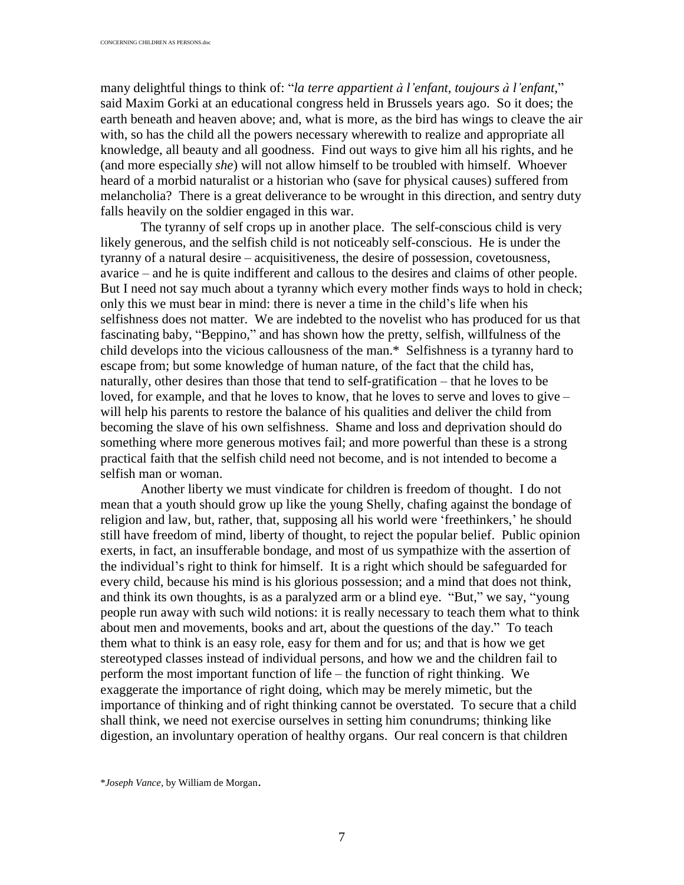many delightful things to think of: "*la terre appartient à l'enfant, toujours à l'enfant*," said Maxim Gorki at an educational congress held in Brussels years ago. So it does; the earth beneath and heaven above; and, what is more, as the bird has wings to cleave the air with, so has the child all the powers necessary wherewith to realize and appropriate all knowledge, all beauty and all goodness. Find out ways to give him all his rights, and he (and more especially *she*) will not allow himself to be troubled with himself. Whoever heard of a morbid naturalist or a historian who (save for physical causes) suffered from melancholia? There is a great deliverance to be wrought in this direction, and sentry duty falls heavily on the soldier engaged in this war.

The tyranny of self crops up in another place. The self-conscious child is very likely generous, and the selfish child is not noticeably self-conscious. He is under the tyranny of a natural desire – acquisitiveness, the desire of possession, covetousness, avarice – and he is quite indifferent and callous to the desires and claims of other people. But I need not say much about a tyranny which every mother finds ways to hold in check; only this we must bear in mind: there is never a time in the child's life when his selfishness does not matter. We are indebted to the novelist who has produced for us that fascinating baby, "Beppino," and has shown how the pretty, selfish, willfulness of the child develops into the vicious callousness of the man.* Selfishness is a tyranny hard to escape from; but some knowledge of human nature, of the fact that the child has, naturally, other desires than those that tend to self-gratification – that he loves to be loved, for example, and that he loves to know, that he loves to serve and loves to give – will help his parents to restore the balance of his qualities and deliver the child from becoming the slave of his own selfishness. Shame and loss and deprivation should do something where more generous motives fail; and more powerful than these is a strong practical faith that the selfish child need not become, and is not intended to become a selfish man or woman.

Another liberty we must vindicate for children is freedom of thought. I do not mean that a youth should grow up like the young Shelly, chafing against the bondage of religion and law, but, rather, that, supposing all his world were 'freethinkers,' he should still have freedom of mind, liberty of thought, to reject the popular belief. Public opinion exerts, in fact, an insufferable bondage, and most of us sympathize with the assertion of the individual's right to think for himself. It is a right which should be safeguarded for every child, because his mind is his glorious possession; and a mind that does not think, and think its own thoughts, is as a paralyzed arm or a blind eye. "But," we say, "young people run away with such wild notions: it is really necessary to teach them what to think about men and movements, books and art, about the questions of the day." To teach them what to think is an easy role, easy for them and for us; and that is how we get stereotyped classes instead of individual persons, and how we and the children fail to perform the most important function of life – the function of right thinking. We exaggerate the importance of right doing, which may be merely mimetic, but the importance of thinking and of right thinking cannot be overstated. To secure that a child shall think, we need not exercise ourselves in setting him conundrums; thinking like digestion, an involuntary operation of healthy organs. Our real concern is that children

*\**Joseph Vance*, by William de Morgan.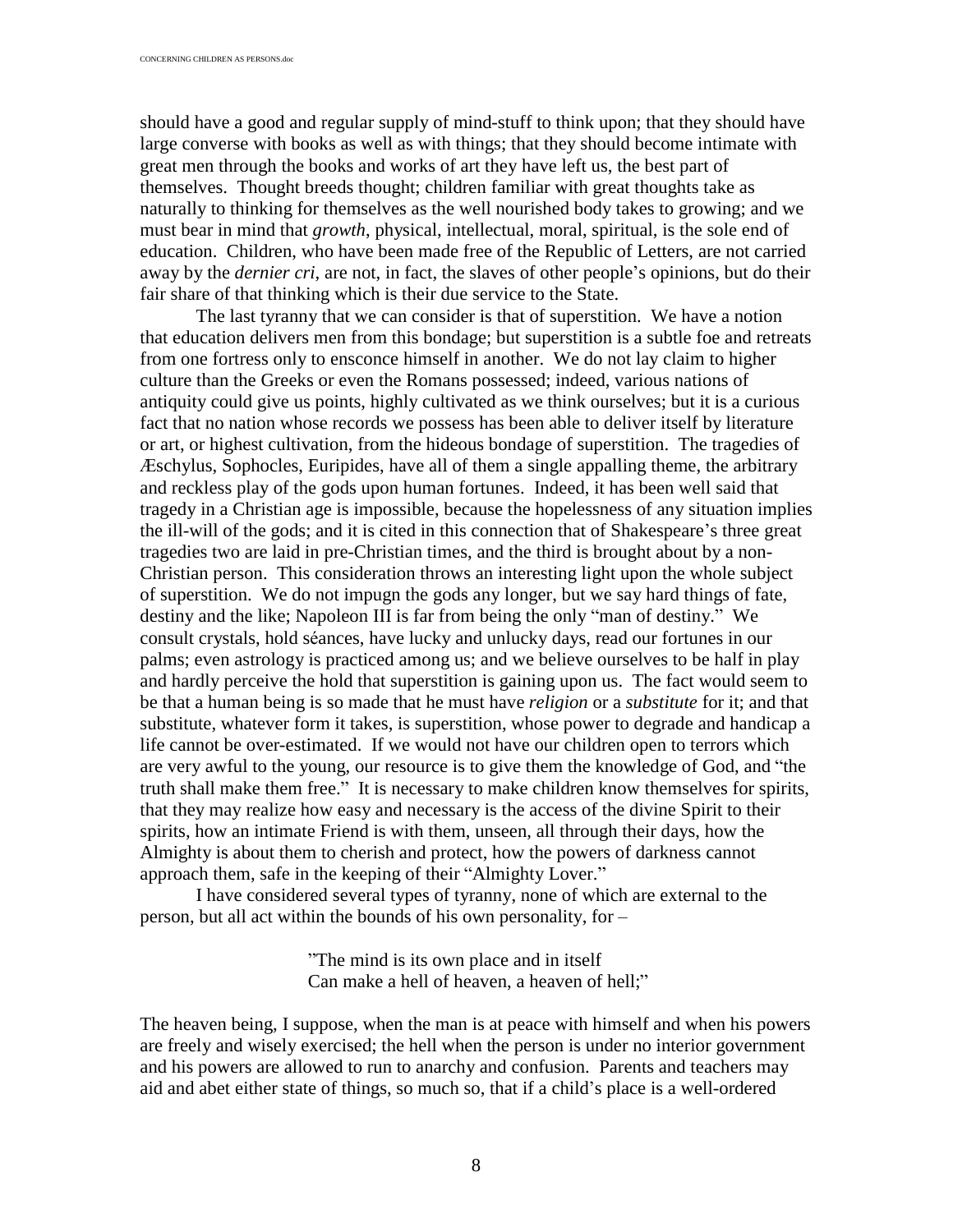should have a good and regular supply of mind-stuff to think upon; that they should have large converse with books as well as with things; that they should become intimate with great men through the books and works of art they have left us, the best part of themselves. Thought breeds thought; children familiar with great thoughts take as naturally to thinking for themselves as the well nourished body takes to growing; and we must bear in mind that *growth*, physical, intellectual, moral, spiritual, is the sole end of education. Children, who have been made free of the Republic of Letters, are not carried away by the *dernier cri*, are not, in fact, the slaves of other people's opinions, but do their fair share of that thinking which is their due service to the State.

The last tyranny that we can consider is that of superstition. We have a notion that education delivers men from this bondage; but superstition is a subtle foe and retreats from one fortress only to ensconce himself in another. We do not lay claim to higher culture than the Greeks or even the Romans possessed; indeed, various nations of antiquity could give us points, highly cultivated as we think ourselves; but it is a curious fact that no nation whose records we possess has been able to deliver itself by literature or art, or highest cultivation, from the hideous bondage of superstition. The tragedies of Æschylus, Sophocles, Euripides, have all of them a single appalling theme, the arbitrary and reckless play of the gods upon human fortunes. Indeed, it has been well said that tragedy in a Christian age is impossible, because the hopelessness of any situation implies the ill-will of the gods; and it is cited in this connection that of Shakespeare's three great tragedies two are laid in pre-Christian times, and the third is brought about by a non-Christian person. This consideration throws an interesting light upon the whole subject of superstition. We do not impugn the gods any longer, but we say hard things of fate, destiny and the like; Napoleon III is far from being the only "man of destiny." We consult crystals, hold séances, have lucky and unlucky days, read our fortunes in our palms; even astrology is practiced among us; and we believe ourselves to be half in play and hardly perceive the hold that superstition is gaining upon us. The fact would seem to be that a human being is so made that he must have *religion* or a *substitute* for it; and that substitute, whatever form it takes, is superstition, whose power to degrade and handicap a life cannot be over-estimated. If we would not have our children open to terrors which are very awful to the young, our resource is to give them the knowledge of God, and "the truth shall make them free." It is necessary to make children know themselves for spirits, that they may realize how easy and necessary is the access of the divine Spirit to their spirits, how an intimate Friend is with them, unseen, all through their days, how the Almighty is about them to cherish and protect, how the powers of darkness cannot approach them, safe in the keeping of their "Almighty Lover."

I have considered several types of tyranny, none of which are external to the person, but all act within the bounds of his own personality, for –

> "The mind is its own place and in itself
> Can make a hell of heaven, a heaven of hell;"

The heaven being, I suppose, when the man is at peace with himself and when his powers are freely and wisely exercised; the hell when the person is under no interior government and his powers are allowed to run to anarchy and confusion. Parents and teachers may aid and abet either state of things, so much so, that if a child's place is a well-ordered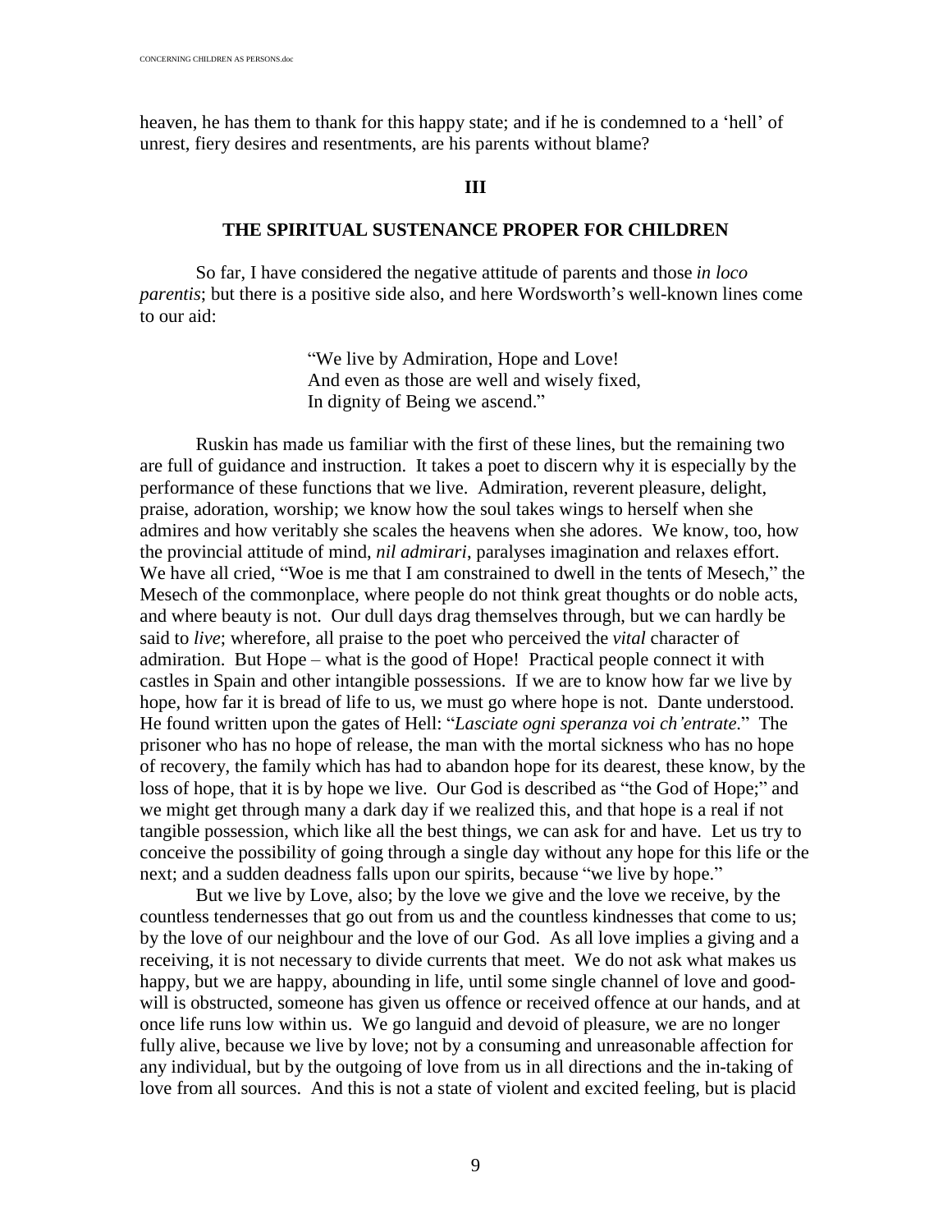heaven, he has them to thank for this happy state; and if he is condemned to a 'hell' of unrest, fiery desires and resentments, are his parents without blame?

## III

## THE SPIRITUAL SUSTENANCE PROPER FOR CHILDREN

So far, I have considered the negative attitude of parents and those *in loco parentis*; but there is a positive side also, and here Wordsworth's well-known lines come to our aid:

> "We live by Admiration, Hope and Love!
> And even as those are well and wisely fixed,
> In dignity of Being we ascend."

Ruskin has made us familiar with the first of these lines, but the remaining two are full of guidance and instruction. It takes a poet to discern why it is especially by the performance of these functions that we live. Admiration, reverent pleasure, delight, praise, adoration, worship; we know how the soul takes wings to herself when she admires and how veritably she scales the heavens when she adores. We know, too, how the provincial attitude of mind, *nil admirari*, paralyses imagination and relaxes effort. We have all cried, "Woe is me that I am constrained to dwell in the tents of Mesech," the Mesech of the commonplace, where people do not think great thoughts or do noble acts, and where beauty is not. Our dull days drag themselves through, but we can hardly be said to *live*; wherefore, all praise to the poet who perceived the *vital* character of admiration. But Hope – what is the good of Hope! Practical people connect it with castles in Spain and other intangible possessions. If we are to know how far we live by hope, how far it is bread of life to us, we must go where hope is not. Dante understood. He found written upon the gates of Hell: "*Lasciate ogni speranza voi ch'entrate.*" The prisoner who has no hope of release, the man with the mortal sickness who has no hope of recovery, the family which has had to abandon hope for its dearest, these know, by the loss of hope, that it is by hope we live. Our God is described as "the God of Hope;" and we might get through many a dark day if we realized this, and that hope is a real if not tangible possession, which like all the best things, we can ask for and have. Let us try to conceive the possibility of going through a single day without any hope for this life or the next; and a sudden deadness falls upon our spirits, because "we live by hope."

But we live by Love, also; by the love we give and the love we receive, by the countless tendernesses that go out from us and the countless kindnesses that come to us; by the love of our neighbour and the love of our God. As all love implies a giving and a receiving, it is not necessary to divide currents that meet. We do not ask what makes us happy, but we are happy, abounding in life, until some single channel of love and good-will is obstructed, someone has given us offence or received offence at our hands, and at once life runs low within us. We go languid and devoid of pleasure, we are no longer fully alive, because we live by love; not by a consuming and unreasonable affection for any individual, but by the outgoing of love from us in all directions and the in-taking of love from all sources. And this is not a state of violent and excited feeling, but is placid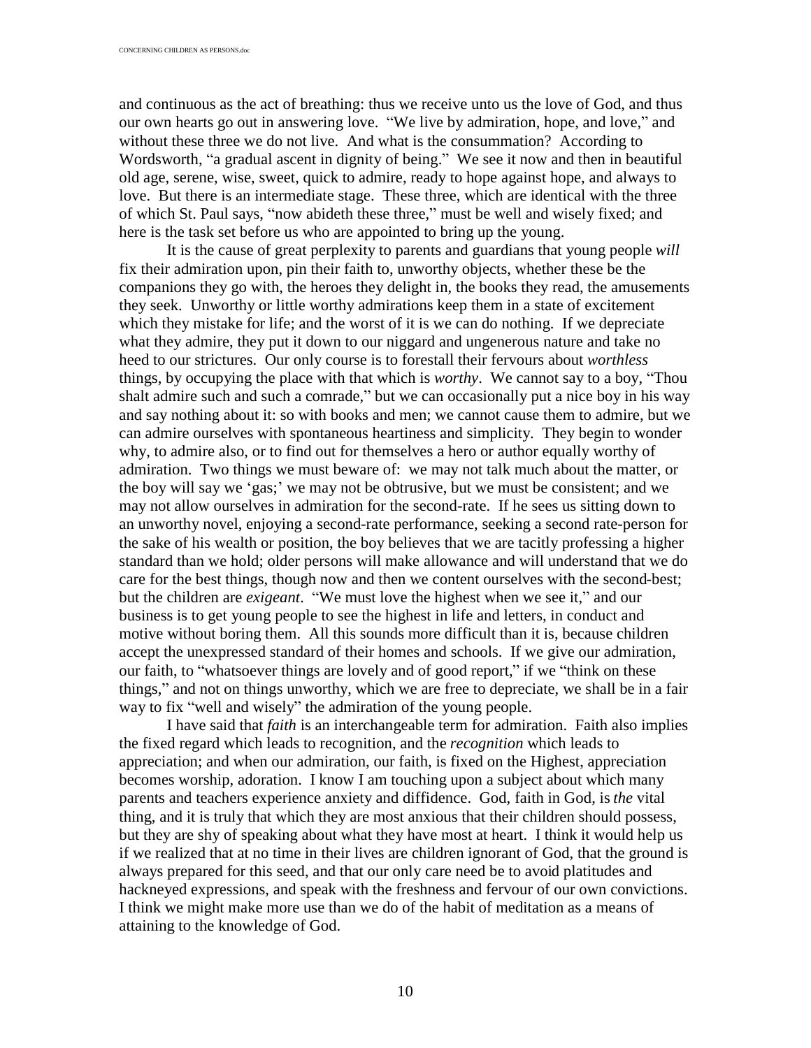and continuous as the act of breathing: thus we receive unto us the love of God, and thus our own hearts go out in answering love. "We live by admiration, hope, and love," and without these three we do not live. And what is the consummation? According to Wordsworth, "a gradual ascent in dignity of being." We see it now and then in beautiful old age, serene, wise, sweet, quick to admire, ready to hope against hope, and always to love. But there is an intermediate stage. These three, which are identical with the three of which St. Paul says, "now abideth these three," must be well and wisely fixed; and here is the task set before us who are appointed to bring up the young.

It is the cause of great perplexity to parents and guardians that young people *will* fix their admiration upon, pin their faith to, unworthy objects, whether these be the companions they go with, the heroes they delight in, the books they read, the amusements they seek. Unworthy or little worthy admirations keep them in a state of excitement which they mistake for life; and the worst of it is we can do nothing. If we depreciate what they admire, they put it down to our niggard and ungenerous nature and take no heed to our strictures. Our only course is to forestall their fervours about *worthless* things, by occupying the place with that which is *worthy*. We cannot say to a boy, "Thou shalt admire such and such a comrade," but we can occasionally put a nice boy in his way and say nothing about it: so with books and men; we cannot cause them to admire, but we can admire ourselves with spontaneous heartiness and simplicity. They begin to wonder why, to admire also, or to find out for themselves a hero or author equally worthy of admiration. Two things we must beware of: we may not talk much about the matter, or the boy will say we 'gas;' we may not be obtrusive, but we must be consistent; and we may not allow ourselves in admiration for the second-rate. If he sees us sitting down to an unworthy novel, enjoying a second-rate performance, seeking a second rate-person for the sake of his wealth or position, the boy believes that we are tacitly professing a higher standard than we hold; older persons will make allowance and will understand that we do care for the best things, though now and then we content ourselves with the second-best; but the children are *exigeant*. "We must love the highest when we see it," and our business is to get young people to see the highest in life and letters, in conduct and motive without boring them. All this sounds more difficult than it is, because children accept the unexpressed standard of their homes and schools. If we give our admiration, our faith, to "whatsoever things are lovely and of good report," if we "think on these things," and not on things unworthy, which we are free to depreciate, we shall be in a fair way to fix "well and wisely" the admiration of the young people.

I have said that *faith* is an interchangeable term for admiration. Faith also implies the fixed regard which leads to recognition, and the *recognition* which leads to appreciation; and when our admiration, our faith, is fixed on the Highest, appreciation becomes worship, adoration. I know I am touching upon a subject about which many parents and teachers experience anxiety and diffidence. God, faith in God, is *the* vital thing, and it is truly that which they are most anxious that their children should possess, but they are shy of speaking about what they have most at heart. I think it would help us if we realized that at no time in their lives are children ignorant of God, that the ground is always prepared for this seed, and that our only care need be to avoid platitudes and hackneyed expressions, and speak with the freshness and fervour of our own convictions. I think we might make more use than we do of the habit of meditation as a means of attaining to the knowledge of God.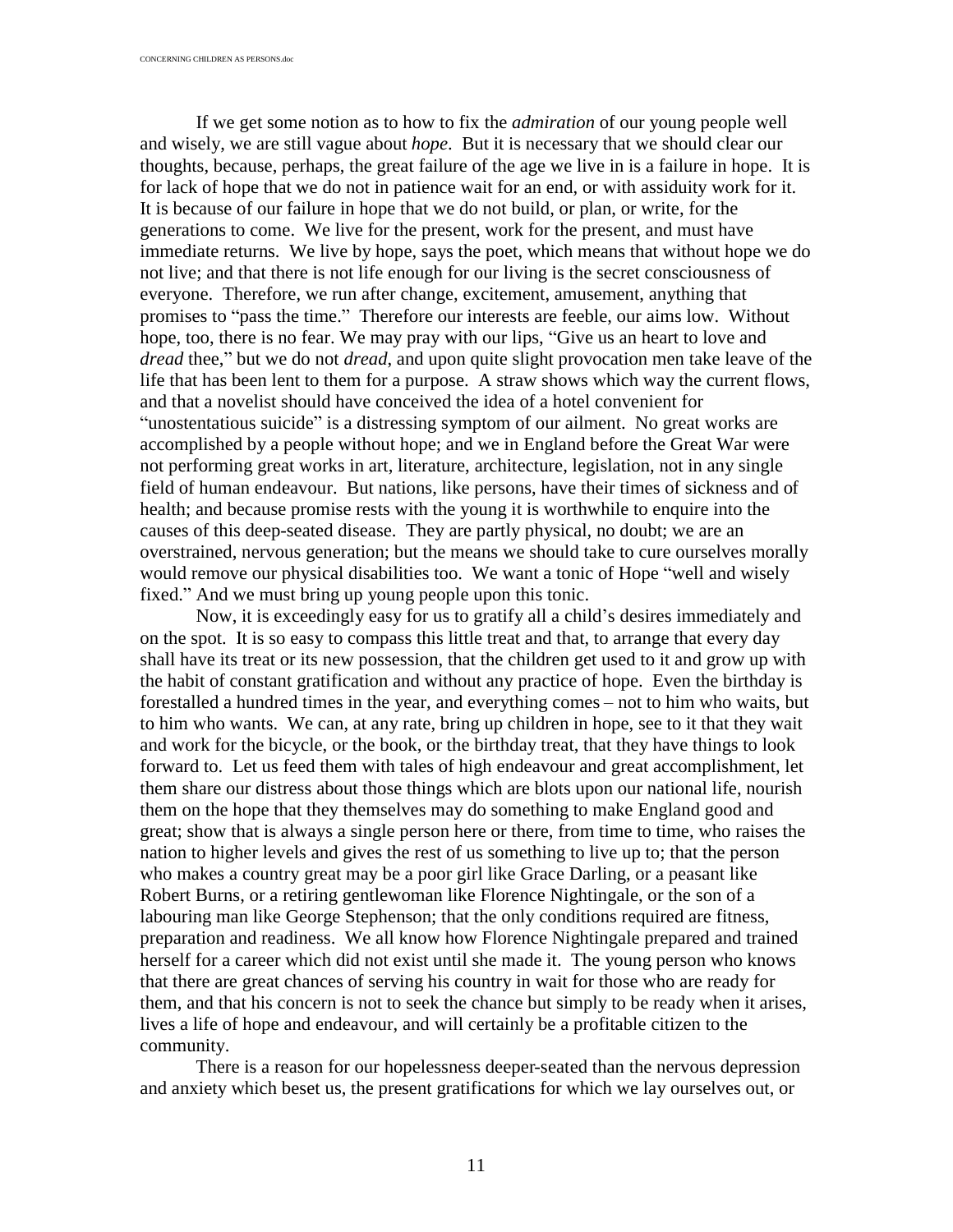If we get some notion as to how to fix the *admiration* of our young people well and wisely, we are still vague about *hope*. But it is necessary that we should clear our thoughts, because, perhaps, the great failure of the age we live in is a failure in hope. It is for lack of hope that we do not in patience wait for an end, or with assiduity work for it. It is because of our failure in hope that we do not build, or plan, or write, for the generations to come. We live for the present, work for the present, and must have immediate returns. We live by hope, says the poet, which means that without hope we do not live; and that there is not life enough for our living is the secret consciousness of everyone. Therefore, we run after change, excitement, amusement, anything that promises to "pass the time." Therefore our interests are feeble, our aims low. Without hope, too, there is no fear. We may pray with our lips, "Give us an heart to love and *dread* thee," but we do not *dread*, and upon quite slight provocation men take leave of the life that has been lent to them for a purpose. A straw shows which way the current flows, and that a novelist should have conceived the idea of a hotel convenient for "unostentatious suicide" is a distressing symptom of our ailment. No great works are accomplished by a people without hope; and we in England before the Great War were not performing great works in art, literature, architecture, legislation, not in any single field of human endeavour. But nations, like persons, have their times of sickness and of health; and because promise rests with the young it is worthwhile to enquire into the causes of this deep-seated disease. They are partly physical, no doubt; we are an overstrained, nervous generation; but the means we should take to cure ourselves morally would remove our physical disabilities too. We want a tonic of Hope "well and wisely fixed." And we must bring up young people upon this tonic.

Now, it is exceedingly easy for us to gratify all a child's desires immediately and on the spot. It is so easy to compass this little treat and that, to arrange that every day shall have its treat or its new possession, that the children get used to it and grow up with the habit of constant gratification and without any practice of hope. Even the birthday is forestalled a hundred times in the year, and everything comes – not to him who waits, but to him who wants. We can, at any rate, bring up children in hope, see to it that they wait and work for the bicycle, or the book, or the birthday treat, that they have things to look forward to. Let us feed them with tales of high endeavour and great accomplishment, let them share our distress about those things which are blots upon our national life, nourish them on the hope that they themselves may do something to make England good and great; show that is always a single person here or there, from time to time, who raises the nation to higher levels and gives the rest of us something to live up to; that the person who makes a country great may be a poor girl like Grace Darling, or a peasant like Robert Burns, or a retiring gentlewoman like Florence Nightingale, or the son of a labouring man like George Stephenson; that the only conditions required are fitness, preparation and readiness. We all know how Florence Nightingale prepared and trained herself for a career which did not exist until she made it. The young person who knows that there are great chances of serving his country in wait for those who are ready for them, and that his concern is not to seek the chance but simply to be ready when it arises, lives a life of hope and endeavour, and will certainly be a profitable citizen to the community.

There is a reason for our hopelessness deeper-seated than the nervous depression and anxiety which beset us, the present gratifications for which we lay ourselves out, or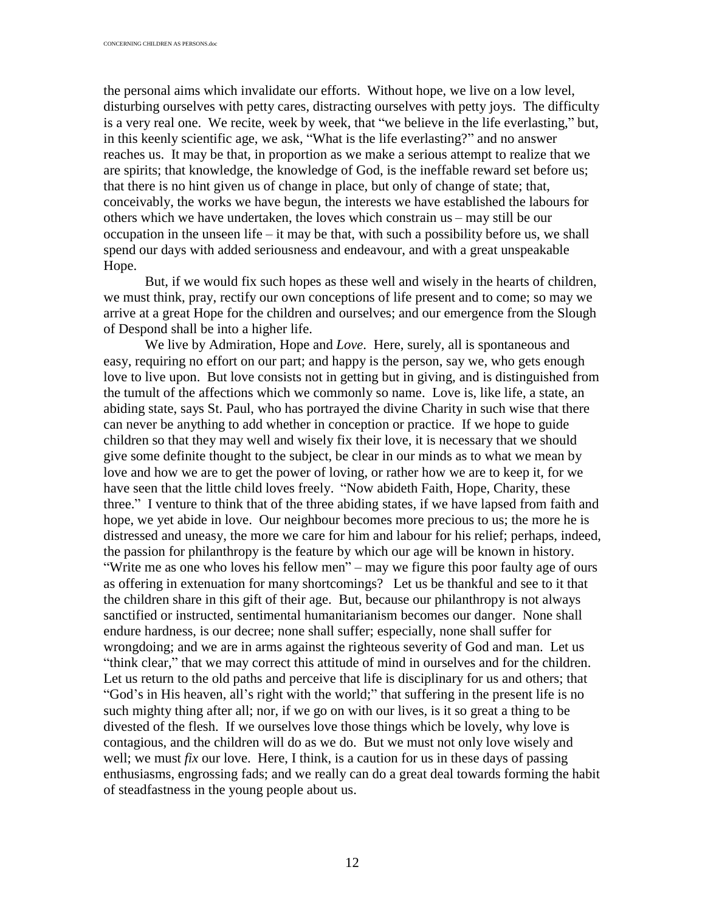the personal aims which invalidate our efforts. Without hope, we live on a low level, disturbing ourselves with petty cares, distracting ourselves with petty joys. The difficulty is a very real one. We recite, week by week, that "we believe in the life everlasting," but, in this keenly scientific age, we ask, "What is the life everlasting?" and no answer reaches us. It may be that, in proportion as we make a serious attempt to realize that we are spirits; that knowledge, the knowledge of God, is the ineffable reward set before us; that there is no hint given us of change in place, but only of change of state; that, conceivably, the works we have begun, the interests we have established the labours for others which we have undertaken, the loves which constrain us – may still be our occupation in the unseen life – it may be that, with such a possibility before us, we shall spend our days with added seriousness and endeavour, and with a great unspeakable Hope.

But, if we would fix such hopes as these well and wisely in the hearts of children, we must think, pray, rectify our own conceptions of life present and to come; so may we arrive at a great Hope for the children and ourselves; and our emergence from the Slough of Despond shall be into a higher life.

We live by Admiration, Hope and *Love*. Here, surely, all is spontaneous and easy, requiring no effort on our part; and happy is the person, say we, who gets enough love to live upon. But love consists not in getting but in giving, and is distinguished from the tumult of the affections which we commonly so name. Love is, like life, a state, an abiding state, says St. Paul, who has portrayed the divine Charity in such wise that there can never be anything to add whether in conception or practice. If we hope to guide children so that they may well and wisely fix their love, it is necessary that we should give some definite thought to the subject, be clear in our minds as to what we mean by love and how we are to get the power of loving, or rather how we are to keep it, for we have seen that the little child loves freely. "Now abideth Faith, Hope, Charity, these three." I venture to think that of the three abiding states, if we have lapsed from faith and hope, we yet abide in love. Our neighbour becomes more precious to us; the more he is distressed and uneasy, the more we care for him and labour for his relief; perhaps, indeed, the passion for philanthropy is the feature by which our age will be known in history. "Write me as one who loves his fellow men" – may we figure this poor faulty age of ours as offering in extenuation for many shortcomings? Let us be thankful and see to it that the children share in this gift of their age. But, because our philanthropy is not always sanctified or instructed, sentimental humanitarianism becomes our danger. None shall endure hardness, is our decree; none shall suffer; especially, none shall suffer for wrongdoing; and we are in arms against the righteous severity of God and man. Let us "think clear," that we may correct this attitude of mind in ourselves and for the children. Let us return to the old paths and perceive that life is disciplinary for us and others; that "God's in His heaven, all's right with the world;" that suffering in the present life is no such mighty thing after all; nor, if we go on with our lives, is it so great a thing to be divested of the flesh. If we ourselves love those things which be lovely, why love is contagious, and the children will do as we do. But we must not only love wisely and well; we must *fix* our love. Here, I think, is a caution for us in these days of passing enthusiasms, engrossing fads; and we really can do a great deal towards forming the habit of steadfastness in the young people about us.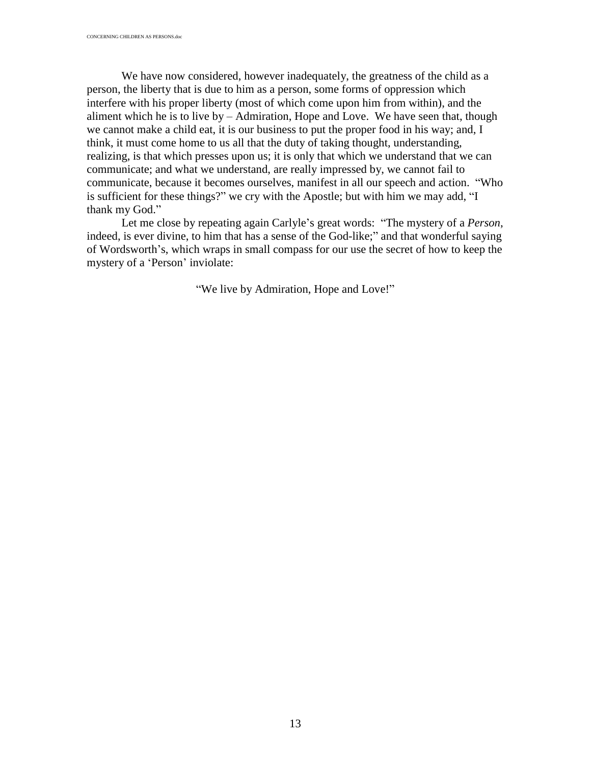We have now considered, however inadequately, the greatness of the child as a person, the liberty that is due to him as a person, some forms of oppression which interfere with his proper liberty (most of which come upon him from within), and the aliment which he is to live by – Admiration, Hope and Love. We have seen that, though we cannot make a child eat, it is our business to put the proper food in his way; and, I think, it must come home to us all that the duty of taking thought, understanding, realizing, is that which presses upon us; it is only that which we understand that we can communicate; and what we understand, are really impressed by, we cannot fail to communicate, because it becomes ourselves, manifest in all our speech and action. "Who is sufficient for these things?" we cry with the Apostle; but with him we may add, "I thank my God."

Let me close by repeating again Carlyle's great words: "The mystery of a *Person*, indeed, is ever divine, to him that has a sense of the God-like;" and that wonderful saying of Wordsworth's, which wraps in small compass for our use the secret of how to keep the mystery of a 'Person' inviolate:

"We live by Admiration, Hope and Love!"